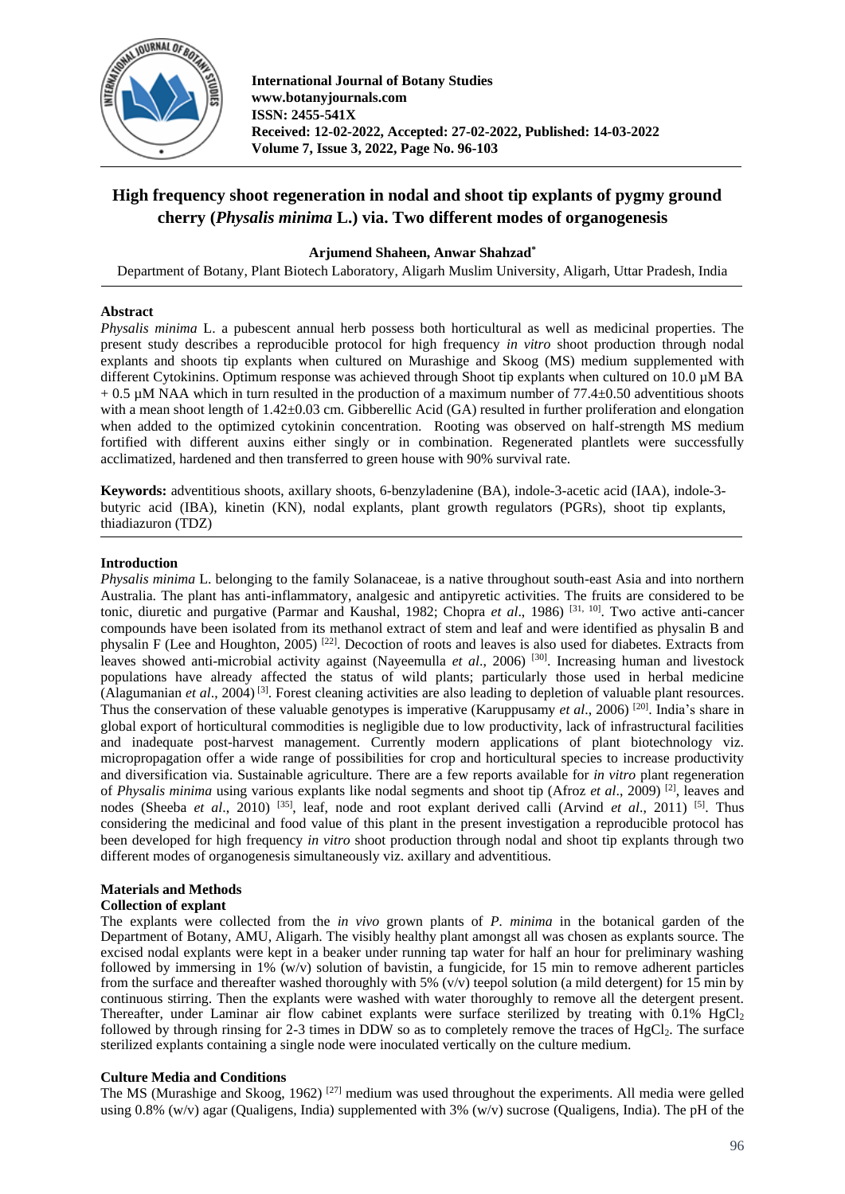# High frequency shoot regeneration in nodal and shoot tip explants of pygmy ground cherry (*Physalis minima* L.) via. Two different modes of organogenesis

**Arjumend Shaheen, Anwar Shahzad***

Department of Botany, Plant Biotech Laboratory, Aligarh Muslim University, Aligarh, Uttar Pradesh, India

## Abstract

*Physalis minima* L. a pubescent annual herb possess both horticultural as well as medicinal properties. The present study describes a reproducible protocol for high frequency *in vitro* shoot production through nodal explants and shoots tip explants when cultured on Murashige and Skoog (MS) medium supplemented with different Cytokinins. Optimum response was achieved through Shoot tip explants when cultured on 10.0 µM BA + 0.5 µM NAA which in turn resulted in the production of a maximum number of 77.4±0.50 adventitious shoots with a mean shoot length of 1.42±0.03 cm. Gibberellic Acid (GA) resulted in further proliferation and elongation when added to the optimized cytokinin concentration. Rooting was observed on half-strength MS medium fortified with different auxins either singly or in combination. Regenerated plantlets were successfully acclimatized, hardened and then transferred to green house with 90% survival rate.

**Keywords:** adventitious shoots, axillary shoots, 6-benzyladenine (BA), indole-3-acetic acid (IAA), indole-3-butyric acid (IBA), kinetin (KN), nodal explants, plant growth regulators (PGRs), shoot tip explants, thiadiazuron (TDZ)

## Introduction

*Physalis minima* L. belonging to the family Solanaceae, is a native throughout south-east Asia and into northern Australia. The plant has anti-inflammatory, analgesic and antipyretic activities. The fruits are considered to be tonic, diuretic and purgative (Parmar and Kaushal, 1982; Chopra *et al*., 1986) [31, 10]. Two active anti-cancer compounds have been isolated from its methanol extract of stem and leaf and were identified as physalin B and physalin F (Lee and Houghton, 2005) [22]. Decoction of roots and leaves is also used for diabetes. Extracts from leaves showed anti-microbial activity against (Nayeemulla *et al*., 2006) [30]. Increasing human and livestock populations have already affected the status of wild plants; particularly those used in herbal medicine (Alagumanian *et al*., 2004) [3]. Forest cleaning activities are also leading to depletion of valuable plant resources. Thus the conservation of these valuable genotypes is imperative (Karuppusamy *et al*., 2006) [20]. India's share in global export of horticultural commodities is negligible due to low productivity, lack of infrastructural facilities and inadequate post-harvest management. Currently modern applications of plant biotechnology viz. micropropagation offer a wide range of possibilities for crop and horticultural species to increase productivity and diversification via. Sustainable agriculture. There are a few reports available for *in vitro* plant regeneration of *Physalis minima* using various explants like nodal segments and shoot tip (Afroz *et al*., 2009) [2], leaves and nodes (Sheeba *et al*., 2010) [35], leaf, node and root explant derived calli (Arvind *et al*., 2011) [5]. Thus considering the medicinal and food value of this plant in the present investigation a reproducible protocol has been developed for high frequency *in vitro* shoot production through nodal and shoot tip explants through two different modes of organogenesis simultaneously viz. axillary and adventitious.

## Materials and Methods

### Collection of explant

The explants were collected from the *in vivo* grown plants of *P. minima* in the botanical garden of the Department of Botany, AMU, Aligarh. The visibly healthy plant amongst all was chosen as explants source. The excised nodal explants were kept in a beaker under running tap water for half an hour for preliminary washing followed by immersing in 1% (w/v) solution of bavistin, a fungicide, for 15 min to remove adherent particles from the surface and thereafter washed thoroughly with 5% (v/v) teepol solution (a mild detergent) for 15 min by continuous stirring. Then the explants were washed with water thoroughly to remove all the detergent present. Thereafter, under Laminar air flow cabinet explants were surface sterilized by treating with 0.1% $HgCl_2$ followed by through rinsing for 2-3 times in DDW so as to completely remove the traces of $HgCl_2$. The surface sterilized explants containing a single node were inoculated vertically on the culture medium.

### Culture Media and Conditions

The MS (Murashige and Skoog, 1962) [27] medium was used throughout the experiments. All media were gelled using 0.8% (w/v) agar (Qualigens, India) supplemented with 3% (w/v) sucrose (Qualigens, India). The pH of the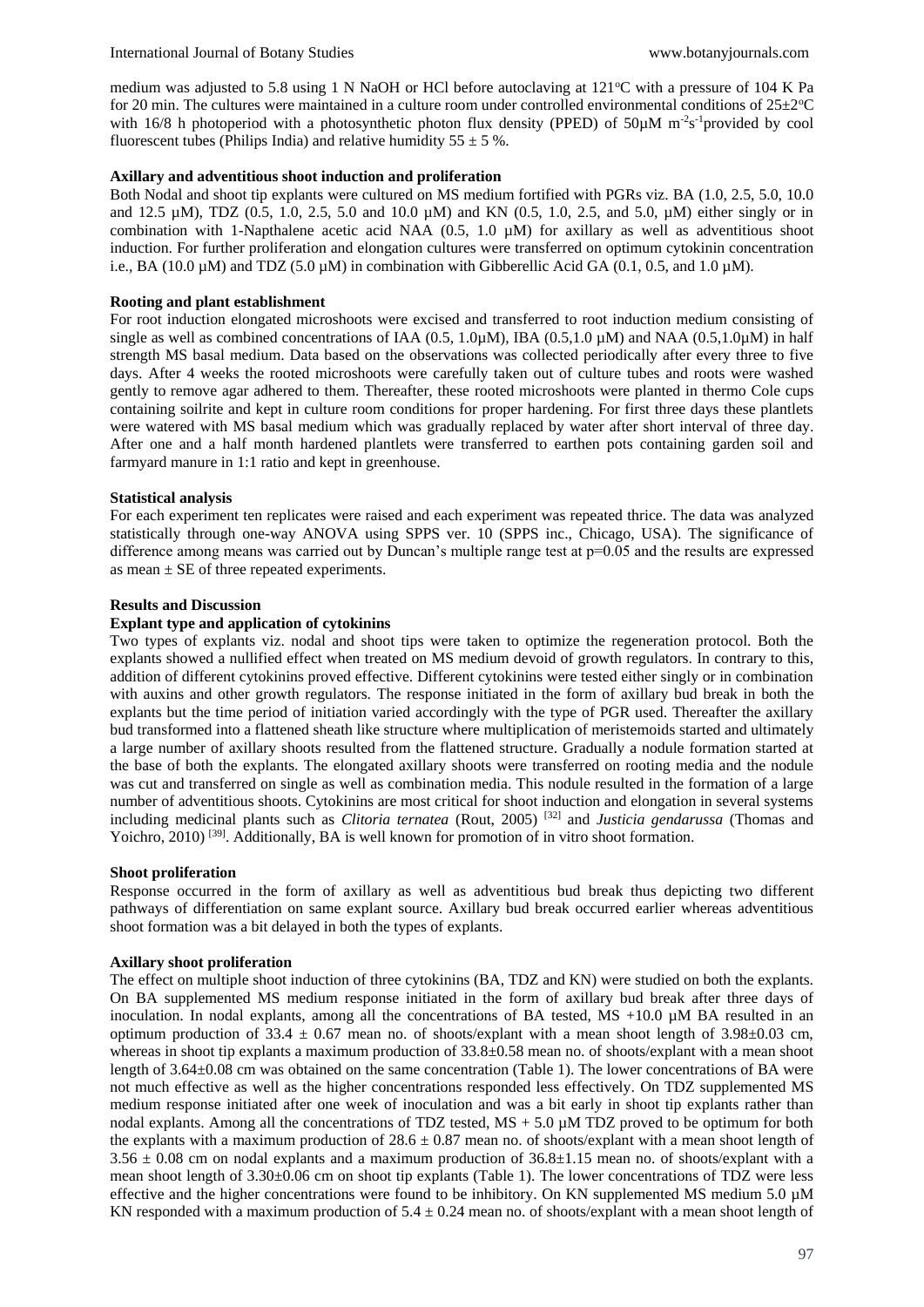medium was adjusted to 5.8 using 1 N NaOH or HCl before autoclaving at 121°C with a pressure of 104 K Pa for 20 min. The cultures were maintained in a culture room under controlled environmental conditions of 25±2°C with 16/8 h photoperiod with a photosynthetic photon flux density (PPED) of 50µM $m^{-2}s^{-1}$ provided by cool fluorescent tubes (Philips India) and relative humidity 55 ± 5 %.

**Axillary and adventitious shoot induction and proliferation**

Both Nodal and shoot tip explants were cultured on MS medium fortified with PGRs viz. BA (1.0, 2.5, 5.0, 10.0 and 12.5 µM), TDZ (0.5, 1.0, 2.5, 5.0 and 10.0 µM) and KN (0.5, 1.0, 2.5, and 5.0, µM) either singly or in combination with 1-Napthalene acetic acid NAA (0.5, 1.0 µM) for axillary as well as adventitious shoot induction. For further proliferation and elongation cultures were transferred on optimum cytokinin concentration i.e., BA (10.0 µM) and TDZ (5.0 µM) in combination with Gibberellic Acid GA (0.1, 0.5, and 1.0 µM).

**Rooting and plant establishment**

For root induction elongated microshoots were excised and transferred to root induction medium consisting of single as well as combined concentrations of IAA (0.5, 1.0µM), IBA (0.5,1.0 µM) and NAA (0.5,1.0µM) in half strength MS basal medium. Data based on the observations was collected periodically after every three to five days. After 4 weeks the rooted microshoots were carefully taken out of culture tubes and roots were washed gently to remove agar adhered to them. Thereafter, these rooted microshoots were planted in thermo Cole cups containing soilrite and kept in culture room conditions for proper hardening. For first three days these plantlets were watered with MS basal medium which was gradually replaced by water after short interval of three day. After one and a half month hardened plantlets were transferred to earthen pots containing garden soil and farmyard manure in 1:1 ratio and kept in greenhouse.

**Statistical analysis**

For each experiment ten replicates were raised and each experiment was repeated thrice. The data was analyzed statistically through one-way ANOVA using SPPS ver. 10 (SPPS inc., Chicago, USA). The significance of difference among means was carried out by Duncan's multiple range test at p=0.05 and the results are expressed as mean ± SE of three repeated experiments.

**Results and Discussion**

**Explant type and application of cytokinins**

Two types of explants viz. nodal and shoot tips were taken to optimize the regeneration protocol. Both the explants showed a nullified effect when treated on MS medium devoid of growth regulators. In contrary to this, addition of different cytokinins proved effective. Different cytokinins were tested either singly or in combination with auxins and other growth regulators. The response initiated in the form of axillary bud break in both the explants but the time period of initiation varied accordingly with the type of PGR used. Thereafter the axillary bud transformed into a flattened sheath like structure where multiplication of meristemoids started and ultimately a large number of axillary shoots resulted from the flattened structure. Gradually a nodule formation started at the base of both the explants. The elongated axillary shoots were transferred on rooting media and the nodule was cut and transferred on single as well as combination media. This nodule resulted in the formation of a large number of adventitious shoots. Cytokinins are most critical for shoot induction and elongation in several systems including medicinal plants such as *Clitoria ternatea* (Rout, 2005) [32] and *Justicia gendarussa* (Thomas and Yoichro, 2010) [39]. Additionally, BA is well known for promotion of in vitro shoot formation.

**Shoot proliferation**

Response occurred in the form of axillary as well as adventitious bud break thus depicting two different pathways of differentiation on same explant source. Axillary bud break occurred earlier whereas adventitious shoot formation was a bit delayed in both the types of explants.

**Axillary shoot proliferation**

The effect on multiple shoot induction of three cytokinins (BA, TDZ and KN) were studied on both the explants. On BA supplemented MS medium response initiated in the form of axillary bud break after three days of inoculation. In nodal explants, among all the concentrations of BA tested, MS +10.0 µM BA resulted in an optimum production of 33.4 ± 0.67 mean no. of shoots/explant with a mean shoot length of 3.98±0.03 cm, whereas in shoot tip explants a maximum production of 33.8±0.58 mean no. of shoots/explant with a mean shoot length of 3.64±0.08 cm was obtained on the same concentration (Table 1). The lower concentrations of BA were not much effective as well as the higher concentrations responded less effectively. On TDZ supplemented MS medium response initiated after one week of inoculation and was a bit early in shoot tip explants rather than nodal explants. Among all the concentrations of TDZ tested, MS + 5.0 µM TDZ proved to be optimum for both the explants with a maximum production of 28.6 ± 0.87 mean no. of shoots/explant with a mean shoot length of 3.56 ± 0.08 cm on nodal explants and a maximum production of 36.8±1.15 mean no. of shoots/explant with a mean shoot length of 3.30±0.06 cm on shoot tip explants (Table 1). The lower concentrations of TDZ were less effective and the higher concentrations were found to be inhibitory. On KN supplemented MS medium 5.0 µM KN responded with a maximum production of 5.4 ± 0.24 mean no. of shoots/explant with a mean shoot length of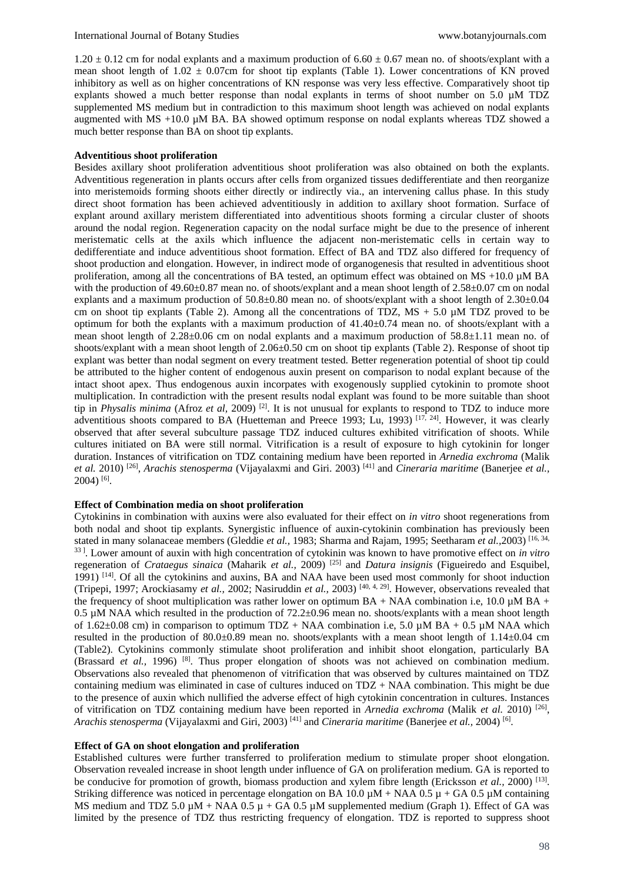1.20 ± 0.12 cm for nodal explants and a maximum production of 6.60 ± 0.67 mean no. of shoots/explant with a mean shoot length of 1.02 ± 0.07cm for shoot tip explants (Table 1). Lower concentrations of KN proved inhibitory as well as on higher concentrations of KN response was very less effective. Comparatively shoot tip explants showed a much better response than nodal explants in terms of shoot number on 5.0 µM TDZ supplemented MS medium but in contradiction to this maximum shoot length was achieved on nodal explants augmented with MS +10.0 µM BA. BA showed optimum response on nodal explants whereas TDZ showed a much better response than BA on shoot tip explants.

**Adventitious shoot proliferation**

Besides axillary shoot proliferation adventitious shoot proliferation was also obtained on both the explants. Adventitious regeneration in plants occurs after cells from organized tissues dedifferentiate and then reorganize into meristemoids forming shoots either directly or indirectly via., an intervening callus phase. In this study direct shoot formation has been achieved adventitiously in addition to axillary shoot formation. Surface of explant around axillary meristem differentiated into adventitious shoots forming a circular cluster of shoots around the nodal region. Regeneration capacity on the nodal surface might be due to the presence of inherent meristematic cells at the axils which influence the adjacent non-meristematic cells in certain way to dedifferentiate and induce adventitious shoot formation. Effect of BA and TDZ also differed for frequency of shoot production and elongation. However, in indirect mode of organogenesis that resulted in adventitious shoot proliferation, among all the concentrations of BA tested, an optimum effect was obtained on MS +10.0 µM BA with the production of 49.60±0.87 mean no. of shoots/explant and a mean shoot length of 2.58±0.07 cm on nodal explants and a maximum production of 50.8±0.80 mean no. of shoots/explant with a shoot length of 2.30±0.04 cm on shoot tip explants (Table 2). Among all the concentrations of TDZ, MS + 5.0 µM TDZ proved to be optimum for both the explants with a maximum production of 41.40±0.74 mean no. of shoots/explant with a mean shoot length of 2.28±0.06 cm on nodal explants and a maximum production of 58.8±1.11 mean no. of shoots/explant with a mean shoot length of 2.06±0.50 cm on shoot tip explants (Table 2). Response of shoot tip explant was better than nodal segment on every treatment tested. Better regeneration potential of shoot tip could be attributed to the higher content of endogenous auxin present on comparison to nodal explant because of the intact shoot apex. Thus endogenous auxin incorpates with exogenously supplied cytokinin to promote shoot multiplication. In contradiction with the present results nodal explant was found to be more suitable than shoot tip in *Physalis minima* (Afroz *et al,* 2009) [2]. It is not unusual for explants to respond to TDZ to induce more adventitious shoots compared to BA (Huetteman and Preece 1993; Lu, 1993) [17, 24]. However, it was clearly observed that after several subculture passage TDZ induced cultures exhibited vitrification of shoots. While cultures initiated on BA were still normal. Vitrification is a result of exposure to high cytokinin for longer duration. Instances of vitrification on TDZ containing medium have been reported in *Arnedia exchroma* (Malik *et al.* 2010) [26], *Arachis stenosperma* (Vijayalaxmi and Giri. 2003) [41] and *Cineraria maritime* (Banerjee *et al.,* 2004) [6].

**Effect of Combination media on shoot proliferation**

Cytokinins in combination with auxins were also evaluated for their effect on *in vitro* shoot regenerations from both nodal and shoot tip explants. Synergistic influence of auxin-cytokinin combination has previously been stated in many solanaceae members (Gleddie *et al.,* 1983; Sharma and Rajam, 1995; Seetharam *et al.,*2003) [16, 34, 33]. Lower amount of auxin with high concentration of cytokinin was known to have promotive effect on *in vitro* regeneration of *Crataegus sinaica* (Maharik *et al.,* 2009) [25] and *Datura insignis* (Figueiredo and Esquibel, 1991) [14]. Of all the cytokinins and auxins, BA and NAA have been used most commonly for shoot induction (Tripepi, 1997; Arockiasamy *et al.,* 2002; Nasiruddin *et al.,* 2003) [40, 4, 29]. However, observations revealed that the frequency of shoot multiplication was rather lower on optimum BA + NAA combination i.e, 10.0 µM BA + 0.5 µM NAA which resulted in the production of 72.2±0.96 mean no. of shoots/explants with a mean shoot length of 1.62±0.08 cm) in comparison to optimum TDZ + NAA combination i.e, 5.0 µM BA + 0.5 µM NAA which resulted in the production of 80.0±0.89 mean no. shoots/explants with a mean shoot length of 1.14±0.04 cm (Table2). Cytokinins commonly stimulate shoot proliferation and inhibit shoot elongation, particularly BA (Brassard *et al.,* 1996) [8]. Thus proper elongation of shoots was not achieved on combination medium. Observations also revealed that phenomenon of vitrification that was observed by cultures maintained on TDZ containing medium was eliminated in case of cultures induced on TDZ + NAA combination. This might be due to the presence of auxin which nullified the adverse effect of high cytokinin concentration in cultures. Instances of vitrification on TDZ containing medium have been reported in *Arnedia exchroma* (Malik *et al.* 2010) [26], *Arachis stenosperma* (Vijayalaxmi and Giri, 2003) [41] and *Cineraria maritime* (Banerjee *et al.,* 2004) [6].

**Effect of GA on shoot elongation and proliferation**

Established cultures were further transferred to proliferation medium to stimulate proper shoot elongation. Observation revealed increase in shoot length under influence of GA on proliferation medium. GA is reported to be conducive for promotion of growth, biomass production and xylem fibre length (Ericksson *et al.,* 2000) [13]. Striking difference was noticed in percentage elongation on BA 10.0 µM + NAA 0.5 µ + GA 0.5 µM containing MS medium and TDZ 5.0 µM + NAA 0.5 µ + GA 0.5 µM supplemented medium (Graph 1). Effect of GA was limited by the presence of TDZ thus restricting frequency of elongation. TDZ is reported to suppress shoot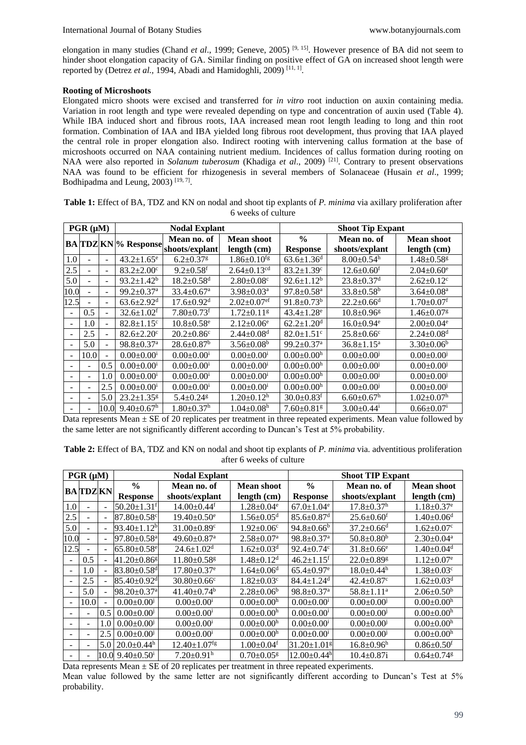elongation in many studies (Chand *et al*., 1999; Geneve, 2005) [9, 15]. However presence of BA did not seem to hinder shoot elongation capacity of GA. Similar finding on positive effect of GA on increased shoot length were reported by (Detrez *et al.*, 1994, Abadi and Hamidoghli, 2009) [11, 1].

**Rooting of Microshoots**

Elongated micro shoots were excised and transferred for *in vitro* root induction on auxin containing media. Variation in root length and type were revealed depending on type and concentration of auxin used (Table 4). While IBA induced short and fibrous roots, IAA increased mean root length leading to long and thin root formation. Combination of IAA and IBA yielded long fibrous root development, thus proving that IAA played the central role in proper elongation also. Indirect rooting with intervening callus formation at the base of microshoots occurred on NAA containing nutrient medium. Incidences of callus formation during rooting on NAA were also reported in *Solanum tuberosum* (Khadiga *et al*., 2009) [21]. Contrary to present observations NAA was found to be efficient for rhizogenesis in several members of Solanaceae (Husain *et al*., 1999; Bodhipadma and Leung, 2003) [19, 7].

**Table 1:** Effect of BA, TDZ and KN on nodal and shoot tip explants of *P. minima* via axillary proliferation after 6 weeks of culture

| PGR (µM) | | | Nodal Explant | | | Shoot Tip Expant | | |
|---|---|---|---|---|---|---|---|---|
| BA | TDZ | KN | % Response | Mean no. of shoots/explant | Mean shoot length (cm) | % Response | Mean no. of shoots/explant | Mean shoot length (cm) |
| 1.0 | - | - | 43.2±1.65$^{e}$ | 6.2±0.37$^{g}$ | 1.86±0.10$^{fg}$ | 63.6±1.36$^{d}$ | 8.00±0.54$^{h}$ | 1.48±0.58$^{g}$ |
| 2.5 | - | - | 83.2±2.00$^{c}$ | 9.2±0.58$^{f}$ | 2.64±0.13$^{cd}$ | 83.2±1.39$^{c}$ | 12.6±0.60$^{f}$ | 2.04±0.60$^{e}$ |
| 5.0 | - | - | 93.2±1.42$^{b}$ | 18.2±0.58$^{d}$ | 2.80±0.08$^{c}$ | 92.6±1.12$^{b}$ | 23.8±0.37$^{d}$ | 2.62±0.12$^{c}$ |
| 10.0 | - | - | 99.2±0.37$^{a}$ | 33.4±0.67$^{a}$ | 3.98±0.03$^{a}$ | 97.8±0.58$^{a}$ | 33.8±0.58$^{b}$ | 3.64±0.08$^{a}$ |
| 12.5 | - | - | 63.6±2.92$^{d}$ | 17.6±0.92$^{d}$ | 2.02±0.07$^{ef}$ | 91.8±0.73$^{b}$ | 22.2±0.66$^{d}$ | 1.70±0.07$^{f}$ |
| - | 0.5 | - | 32.6±1.02$^{f}$ | 7.80±0.73$^{f}$ | 1.72±0.11$^{g}$ | 43.4±1.28$^{e}$ | 10.8±0.96$^{g}$ | 1.46±0.07$^{g}$ |
| - | 1.0 | - | 82.8±1.15$^{c}$ | 10.8±0.58$^{e}$ | 2.12±0.06$^{e}$ | 62.2±1.20$^{d}$ | 16.0±0.94$^{e}$ | 2.00±0.04$^{e}$ |
| - | 2.5 | - | 82.6±2.20$^{c}$ | 20.2±0.86$^{c}$ | 2.44±0.08$^{d}$ | 82.0±1.51$^{c}$ | 25.8±0.66$^{c}$ | 2.24±0.08$^{d}$ |
| - | 5.0 | - | 98.8±0.37$^{a}$ | 28.6±0.87$^{b}$ | 3.56±0.08$^{b}$ | 99.2±0.37$^{a}$ | 36.8±1.15$^{a}$ | 3.30±0.06$^{b}$ |
| - | 10.0 | - | 0.00±0.00$^{i}$ | 0.00±0.00$^{i}$ | 0.00±0.00$^{i}$ | 0.00±0.00$^{h}$ | 0.00±0.00$^{j}$ | 0.00±0.00$^{j}$ |
| - | - | 0.5 | 0.00±0.00$^{i}$ | 0.00±0.00$^{i}$ | 0.00±0.00$^{i}$ | 0.00±0.00$^{h}$ | 0.00±0.00$^{j}$ | 0.00±0.00$^{j}$ |
| - | - | 1.0 | 0.00±0.00$^{i}$ | 0.00±0.00$^{i}$ | 0.00±0.00$^{i}$ | 0.00±0.00$^{h}$ | 0.00±0.00$^{j}$ | 0.00±0.00$^{j}$ |
| - | - | 2.5 | 0.00±0.00$^{i}$ | 0.00±0.00$^{i}$ | 0.00±0.00$^{i}$ | 0.00±0.00$^{h}$ | 0.00±0.00$^{j}$ | 0.00±0.00$^{j}$ |
| - | - | 5.0 | 23.2±1.35$^{g}$ | 5.4±0.24$^{g}$ | 1.20±0.12$^{h}$ | 30.0±0.83$^{f}$ | 6.60±0.67$^{h}$ | 1.02±0.07$^{h}$ |
| - | - | 10.0 | 9.40±0.67$^{h}$ | 1.80±0.37$^{h}$ | 1.04±0.08$^{h}$ | 7.60±0.81$^{g}$ | 3.00±0.44$^{i}$ | 0.66±0.07$^{i}$ |

Data represents Mean ± SE of 20 replicates per treatment in three repeated experiments. Mean value followed by the same letter are not significantly different according to Duncan's Test at 5% probability.

**Table 2:** Effect of BA, TDZ and KN on nodal and shoot tip explants of *P. minima* via. adventitious proliferation after 6 weeks of culture

| PGR (µM) | | | Nodal Explant | | | Shoot TIP Expant | | |
|---|---|---|---|---|---|---|---|---|
| BA | TDZ | KN | % Response | Mean no. of shoots/explant | Mean shoot length (cm) | % Response | Mean no. of shoots/explant | Mean shoot length (cm) |
| 1.0 | - | - | 50.20±1.31$^{f}$ | 14.00±0.44$^{f}$ | 1.28±0.04$^{e}$ | 67.0±1.04$^{e}$ | 17.8±0.37$^{h}$ | 1.18±0.37$^{e}$ |
| 2.5 | - | - | 87.80±0.58$^{c}$ | 19.40±0.50$^{e}$ | 1.56±0.05$^{d}$ | 85.6±0.87$^{d}$ | 25.6±0.60$^{f}$ | 1.40±0.06$^{d}$ |
| 5.0 | - | - | 93.40±1.12$^{b}$ | 31.00±0.89$^{c}$ | 1.92±0.06$^{c}$ | 94.8±0.66$^{b}$ | 37.2±0.66$^{d}$ | 1.62±0.07$^{c}$ |
| 10.0 | - | - | 97.80±0.58$^{a}$ | 49.60±0.87$^{a}$ | 2.58±0.07$^{a}$ | 98.8±0.37$^{a}$ | 50.8±0.80$^{b}$ | 2.30±0.04$^{a}$ |
| 12.5 | - | - | 65.80±0.58$^{e}$ | 24.6±1.02$^{d}$ | 1.62±0.03$^{d}$ | 92.4±0.74$^{c}$ | 31.8±0.66$^{e}$ | 1.40±0.04$^{d}$ |
| - | 0.5 | - | 41.20±0.86$^{g}$ | 11.80±0.58$^{g}$ | 1.48±0.12$^{d}$ | 46.2±1.15$^{f}$ | 22.0±0.89$^{g}$ | 1.12±0.07$^{e}$ |
| - | 1.0 | - | 83.80±0.58$^{d}$ | 17.80±0.37$^{e}$ | 1.64±0.06$^{d}$ | 65.4±0.97$^{e}$ | 18.0±0.44$^{h}$ | 1.38±0.03$^{c}$ |
| - | 2.5 | - | 85.40±0.92$^{d}$ | 30.80±0.66$^{c}$ | 1.82±0.03$^{c}$ | 84.4±1.24$^{d}$ | 42.4±0.87$^{c}$ | 1.62±0.03$^{d}$ |
| - | 5.0 | - | 98.20±0.37$^{a}$ | 41.40±0.74$^{b}$ | 2.28±0.06$^{b}$ | 98.8±0.37$^{a}$ | 58.8±1.11$^{a}$ | 2.06±0.50$^{b}$ |
| - | 10.0 | - | 0.00±0.00$^{j}$ | 0.00±0.00$^{i}$ | 0.00±0.00$^{h}$ | 0.00±0.00$^{i}$ | 0.00±0.00$^{j}$ | 0.00±0.00$^{h}$ |
| - | - | 0.5 | 0.00±0.00$^{j}$ | 0.00±0.00$^{i}$ | 0.00±0.00$^{h}$ | 0.00±0.00$^{i}$ | 0.00±0.00$^{j}$ | 0.00±0.00$^{h}$ |
| - | - | 1.0 | 0.00±0.00$^{j}$ | 0.00±0.00$^{i}$ | 0.00±0.00$^{h}$ | 0.00±0.00$^{i}$ | 0.00±0.00$^{j}$ | 0.00±0.00$^{h}$ |
| - | - | 2.5 | 0.00±0.00$^{j}$ | 0.00±0.00$^{i}$ | 0.00±0.00$^{h}$ | 0.00±0.00$^{i}$ | 0.00±0.00$^{j}$ | 0.00±0.00$^{h}$ |
| - | - | 5.0 | 20.0±0.44$^{h}$ | 12.40±1.07$^{fg}$ | 1.00±0.04$^{f}$ | 31.20±1.01$^{g}$ | 16.8±0.96$^{h}$ | 0.86±0.50$^{f}$ |
| - | - | 10.0 | 9.40±0.50$^{i}$ | 7.20±0.91$^{h}$ | 0.70±0.05$^{g}$ | 12.00±0.44$^{h}$ | 10.4±0.87i | 0.64±0.74$^{g}$ |

Data represents Mean ± SE of 20 replicates per treatment in three repeated experiments.

Mean value followed by the same letter are not significantly different according to Duncan's Test at 5% probability.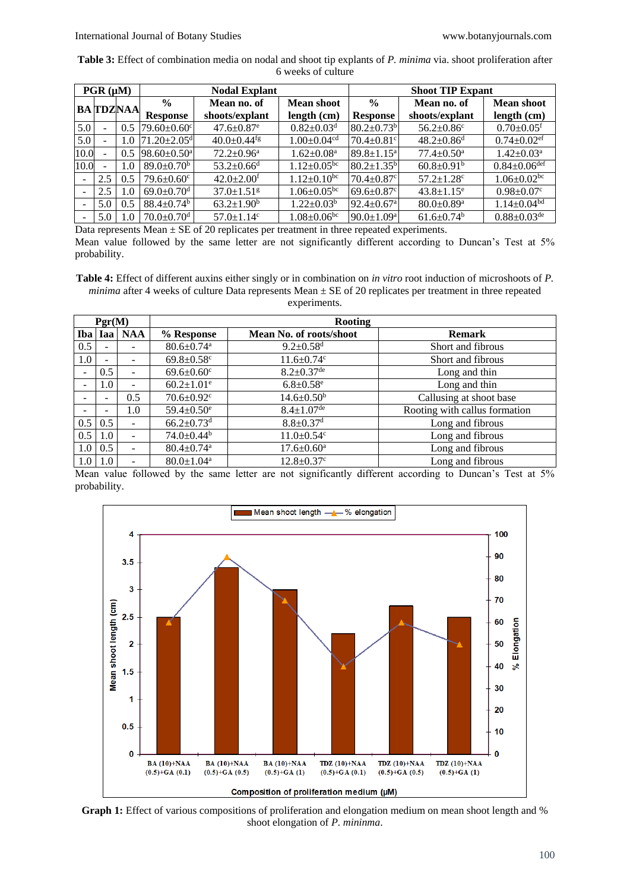**Table 3:** Effect of combination media on nodal and shoot tip explants of *P. minima* via. shoot proliferation after 6 weeks of culture

| PGR (µM) | | | Nodal Explant | | | Shoot TIP Expant | | |
|---|---|---|---|---|---|---|---|---|
| BA | TDZ | NAA | % Response | Mean no. of shoots/explant | Mean shoot length (cm) | % Response | Mean no. of shoots/explant | Mean shoot length (cm) |
| 5.0 | - | 0.5 | 79.60±0.60[c] | 47.6±0.87[e] | 0.82±0.03[d] | 80.2±0.73[b] | 56.2±0.86[c] | 0.70±0.05[f] |
| 5.0 | - | 1.0 | 71.20±2.05[d] | 40.0±0.44[fg] | 1.00±0.04[cd] | 70.4±0.81[c] | 48.2±0.86[d] | 0.74±0.02[ef] |
| 10.0 | - | 0.5 | 98.60±0.50[a] | 72.2±0.96[a] | 1.62±0.08[a] | 89.8±1.15[a] | 77.4±0.50[a] | 1.42±0.03[a] |
| 10.0 | - | 1.0 | 89.0±0.70[b] | 53.2±0.66[d] | 1.12±0.05[bc] | 80.2±1.35[b] | 60.8±0.91[b] | 0.84±0.06[def] |
| - | 2.5 | 0.5 | 79.6±0.60[c] | 42.0±2.00[f] | 1.12±0.10[bc] | 70.4±0.87[c] | 57.2±1.28[c] | 1.06±0.02[bc] |
| - | 2.5 | 1.0 | 69.0±0.70[d] | 37.0±1.51[g] | 1.06±0.05[bc] | 69.6±0.87[c] | 43.8±1.15[e] | 0.98±0.07[c] |
| - | 5.0 | 0.5 | 88.4±0.74[b] | 63.2±1.90[b] | 1.22±0.03[b] | 92.4±0.67[a] | 80.0±0.89[a] | 1.14±0.04[bd] |
| - | 5.0 | 1.0 | 70.0±0.70[d] | 57.0±1.14[c] | 1.08±0.06[bc] | 90.0±1.09[a] | 61.6±0.74[b] | 0.88±0.03[de] |

Data represents Mean ± SE of 20 replicates per treatment in three repeated experiments.
Mean value followed by the same letter are not significantly different according to Duncan's Test at 5% probability.

**Table 4:** Effect of different auxins either singly or in combination on *in vitro* root induction of microshoots of *P. minima* after 4 weeks of culture Data represents Mean ± SE of 20 replicates per treatment in three repeated experiments.

| Pgr(M) | | | Rooting | | |
|---|---|---|---|---|---|
| Iba | Iaa | NAA | % Response | Mean No. of roots/shoot | Remark |
| 0.5 | - | - | 80.6±0.74[a] | 9.2±0.58[d] | Short and fibrous |
| 1.0 | - | - | 69.8±0.58[c] | 11.6±0.74[c] | Short and fibrous |
| - | 0.5 | - | 69.6±0.60[c] | 8.2±0.37[de] | Long and thin |
| - | 1.0 | - | 60.2±1.01[e] | 6.8±0.58[e] | Long and thin |
| - | - | 0.5 | 70.6±0.92[c] | 14.6±0.50[b] | Callusing at shoot base |
| - | - | 1.0 | 59.4±0.50[e] | 8.4±1.07[de] | Rooting with callus formation |
| 0.5 | 0.5 | - | 66.2±0.73[d] | 8.8±0.37[d] | Long and fibrous |
| 0.5 | 1.0 | - | 74.0±0.44[b] | 11.0±0.54[c] | Long and fibrous |
| 1.0 | 0.5 | - | 80.4±0.74[a] | 17.6±0.60[a] | Long and fibrous |
| 1.0 | 1.0 | - | 80.0±1.04[a] | 12.8±0.37[c] | Long and fibrous |

Mean value followed by the same letter are not significantly different according to Duncan's Test at 5% probability.

**Graph 1:** Effect of various compositions of proliferation and elongation medium on mean shoot length and % shoot elongation of *P. mininma*.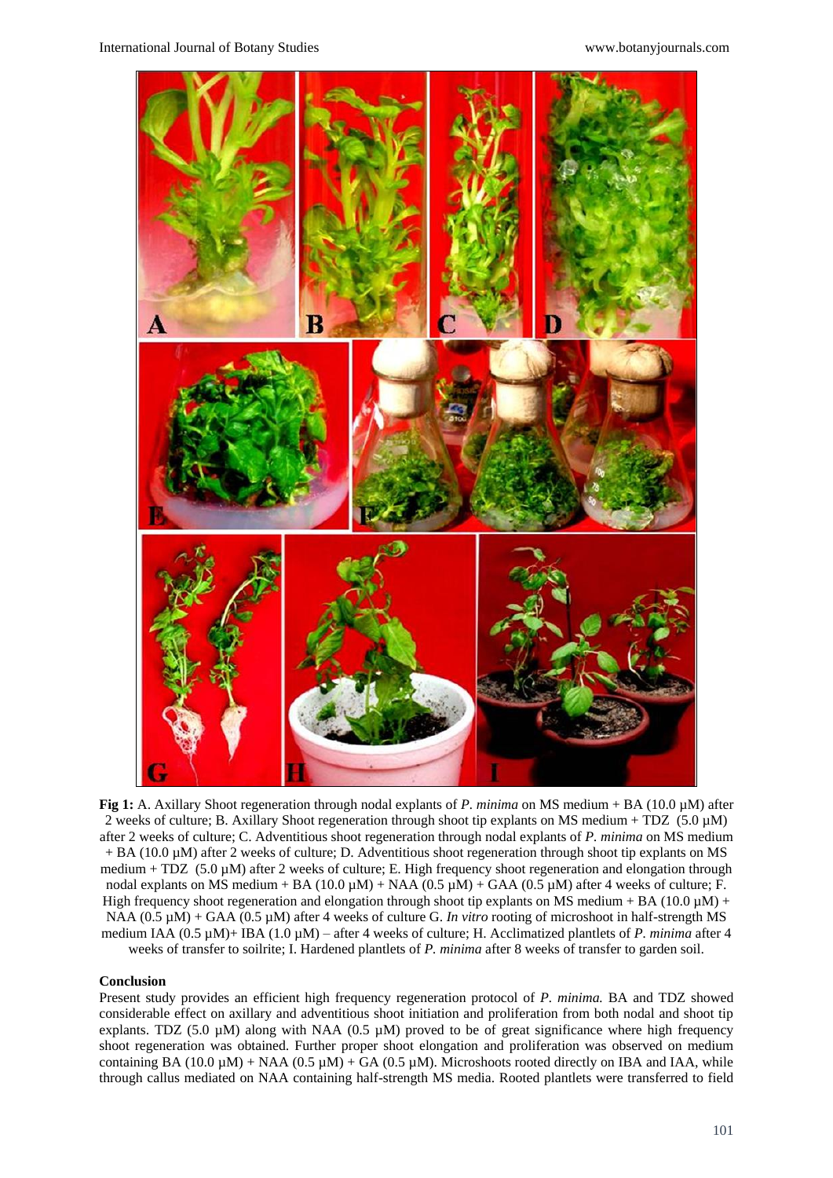**Fig 1:** A. Axillary Shoot regeneration through nodal explants of *P. minima* on MS medium + BA (10.0 µM) after 2 weeks of culture; B. Axillary Shoot regeneration through shoot tip explants on MS medium + TDZ (5.0 µM) after 2 weeks of culture; C. Adventitious shoot regeneration through nodal explants of *P. minima* on MS medium + BA (10.0 µM) after 2 weeks of culture; D. Adventitious shoot regeneration through shoot tip explants on MS medium + TDZ (5.0 µM) after 2 weeks of culture; E. High frequency shoot regeneration and elongation through nodal explants on MS medium + BA (10.0 µM) + NAA (0.5 µM) + GAA (0.5 µM) after 4 weeks of culture; F. High frequency shoot regeneration and elongation through shoot tip explants on MS medium + BA (10.0 µM) + NAA (0.5 µM) + GAA (0.5 µM) after 4 weeks of culture G. *In vitro* rooting of microshoot in half-strength MS medium IAA (0.5 µM)+ IBA (1.0 µM) – after 4 weeks of culture; H. Acclimatized plantlets of *P. minima* after 4 weeks of transfer to soilrite; I. Hardened plantlets of *P. minima* after 8 weeks of transfer to garden soil.

## Conclusion

Present study provides an efficient high frequency regeneration protocol of *P. minima.* BA and TDZ showed considerable effect on axillary and adventitious shoot initiation and proliferation from both nodal and shoot tip explants. TDZ (5.0 µM) along with NAA (0.5 µM) proved to be of great significance where high frequency shoot regeneration was obtained. Further proper shoot elongation and proliferation was observed on medium containing BA (10.0 µM) + NAA (0.5 µM) + GA (0.5 µM). Microshoots rooted directly on IBA and IAA, while through callus mediated on NAA containing half-strength MS media. Rooted plantlets were transferred to field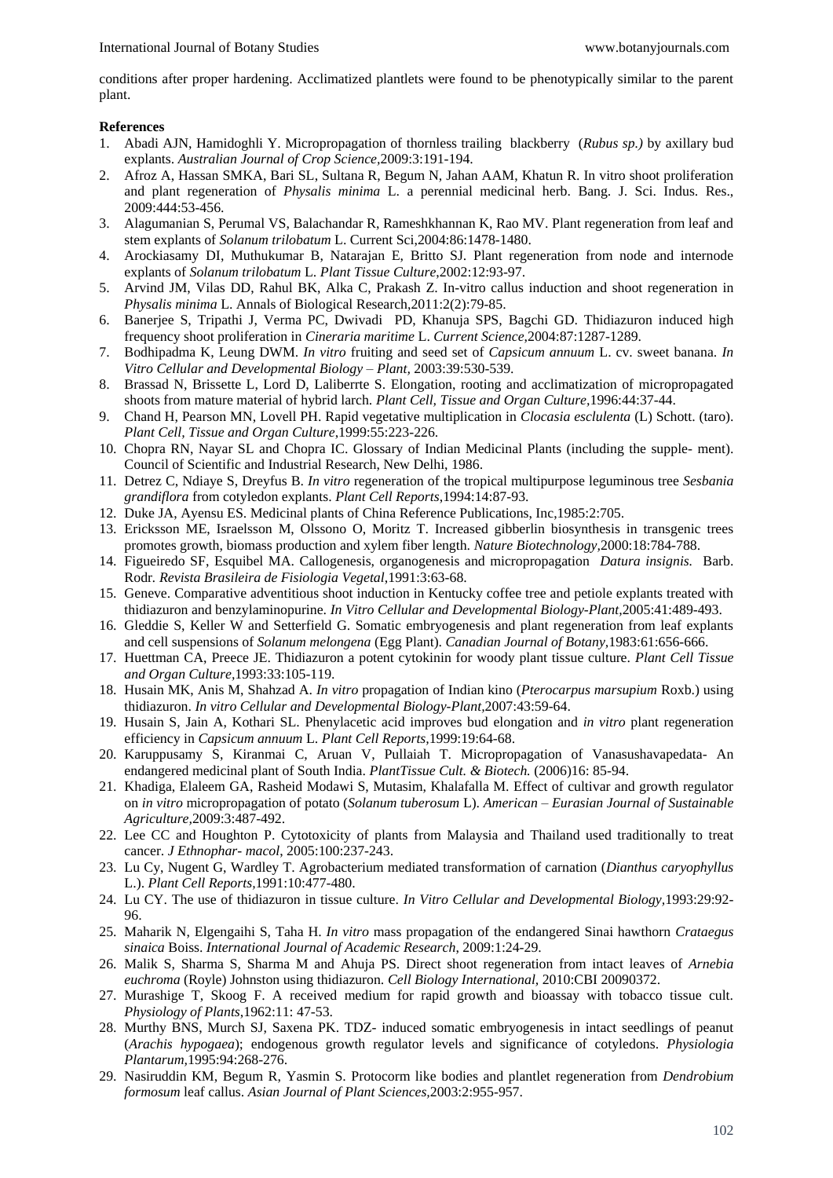conditions after proper hardening. Acclimatized plantlets were found to be phenotypically similar to the parent plant.

**References**

1. Abadi AJN, Hamidoghli Y. Micropropagation of thornless trailing blackberry (*Rubus sp.)* by axillary bud explants. *Australian Journal of Crop Science*,2009:3:191-194.
2. Afroz A, Hassan SMKA, Bari SL, Sultana R, Begum N, Jahan AAM, Khatun R. In vitro shoot proliferation and plant regeneration of *Physalis minima* L. a perennial medicinal herb. Bang. J. Sci. Indus. Res., 2009:444:53-456.
3. Alagumanian S, Perumal VS, Balachandar R, Rameshkhannan K, Rao MV. Plant regeneration from leaf and stem explants of *Solanum trilobatum* L. Current Sci,2004:86:1478-1480.
4. Arockiasamy DI, Muthukumar B, Natarajan E, Britto SJ. Plant regeneration from node and internode explants of *Solanum trilobatum* L. *Plant Tissue Culture*,2002:12:93-97.
5. Arvind JM, Vilas DD, Rahul BK, Alka C, Prakash Z. In-vitro callus induction and shoot regeneration in *Physalis minima* L. Annals of Biological Research,2011:2(2):79-85.
6. Banerjee S, Tripathi J, Verma PC, Dwivadi PD, Khanuja SPS, Bagchi GD. Thidiazuron induced high frequency shoot proliferation in *Cineraria maritime* L. *Current Science*,2004:87:1287-1289.
7. Bodhipadma K, Leung DWM. *In vitro* fruiting and seed set of *Capsicum annuum* L. cv. sweet banana. *In Vitro Cellular and Developmental Biology – Plant*, 2003:39:530-539.
8. Brassad N, Brissette L, Lord D, Laliberrte S. Elongation, rooting and acclimatization of micropropagated shoots from mature material of hybrid larch. *Plant Cell, Tissue and Organ Culture*,1996:44:37-44.
9. Chand H, Pearson MN, Lovell PH. Rapid vegetative multiplication in *Clocasia esclulenta* (L) Schott. (taro). *Plant Cell, Tissue and Organ Culture*,1999:55:223-226.
10. Chopra RN, Nayar SL and Chopra IC. Glossary of Indian Medicinal Plants (including the supple- ment). Council of Scientific and Industrial Research, New Delhi, 1986.
11. Detrez C, Ndiaye S, Dreyfus B. *In vitro* regeneration of the tropical multipurpose leguminous tree *Sesbania grandiflora* from cotyledon explants. *Plant Cell Reports*,1994:14:87-93.
12. Duke JA, Ayensu ES. Medicinal plants of China Reference Publications, Inc,1985:2:705.
13. Ericksson ME, Israelsson M, Olssono O, Moritz T. Increased gibberlin biosynthesis in transgenic trees promotes growth, biomass production and xylem fiber length. *Nature Biotechnology*,2000:18:784-788.
14. Figueiredo SF, Esquibel MA. Callogenesis, organogenesis and micropropagation *Datura insignis.* Barb. Rodr. *Revista Brasileira de Fisiologia Vegetal*,1991:3:63-68.
15. Geneve. Comparative adventitious shoot induction in Kentucky coffee tree and petiole explants treated with thidiazuron and benzylaminopurine. *In Vitro Cellular and Developmental Biology-Plant*,2005:41:489-493.
16. Gleddie S, Keller W and Setterfield G. Somatic embryogenesis and plant regeneration from leaf explants and cell suspensions of *Solanum melongena* (Egg Plant). *Canadian Journal of Botany*,1983:61:656-666.
17. Huettman CA, Preece JE. Thidiazuron a potent cytokinin for woody plant tissue culture. *Plant Cell Tissue and Organ Culture*,1993:33:105-119.
18. Husain MK, Anis M, Shahzad A. *In vitro* propagation of Indian kino (*Pterocarpus marsupium* Roxb.) using thidiazuron. *In vitro Cellular and Developmental Biology-Plant*,2007:43:59-64.
19. Husain S, Jain A, Kothari SL. Phenylacetic acid improves bud elongation and *in vitro* plant regeneration efficiency in *Capsicum annuum* L. *Plant Cell Reports*,1999:19:64-68.
20. Karuppusamy S, Kiranmai C, Aruan V, Pullaiah T. Micropropagation of Vanasushavapedata- An endangered medicinal plant of South India. *PlantTissue Cult. & Biotech.* (2006)16: 85-94.
21. Khadiga, Elaleem GA, Rasheid Modawi S, Mutasim, Khalafalla M. Effect of cultivar and growth regulator on *in vitro* micropropagation of potato (*Solanum tuberosum* L). *American – Eurasian Journal of Sustainable Agriculture*,2009:3:487-492.
22. Lee CC and Houghton P. Cytotoxicity of plants from Malaysia and Thailand used traditionally to treat cancer. *J Ethnophar- macol*, 2005:100:237-243.
23. Lu Cy, Nugent G, Wardley T. Agrobacterium mediated transformation of carnation (*Dianthus caryophyllus* L.). *Plant Cell Reports*,1991:10:477-480.
24. Lu CY. The use of thidiazuron in tissue culture. *In Vitro Cellular and Developmental Biology*,1993:29:92-96.
25. Maharik N, Elgengaihi S, Taha H. *In vitro* mass propagation of the endangered Sinai hawthorn *Crataegus sinaica* Boiss. *International Journal of Academic Research*, 2009:1:24-29.
26. Malik S, Sharma S, Sharma M and Ahuja PS. Direct shoot regeneration from intact leaves of *Arnebia euchroma* (Royle) Johnston using thidiazuron. *Cell Biology International*, 2010:CBI 20090372.
27. Murashige T, Skoog F. A received medium for rapid growth and bioassay with tobacco tissue cult. *Physiology of Plants*,1962:11: 47-53.
28. Murthy BNS, Murch SJ, Saxena PK. TDZ- induced somatic embryogenesis in intact seedlings of peanut (*Arachis hypogaea*); endogenous growth regulator levels and significance of cotyledons. *Physiologia Plantarum*,1995:94:268-276.
29. Nasiruddin KM, Begum R, Yasmin S. Protocorm like bodies and plantlet regeneration from *Dendrobium formosum* leaf callus. *Asian Journal of Plant Sciences*,2003:2:955-957.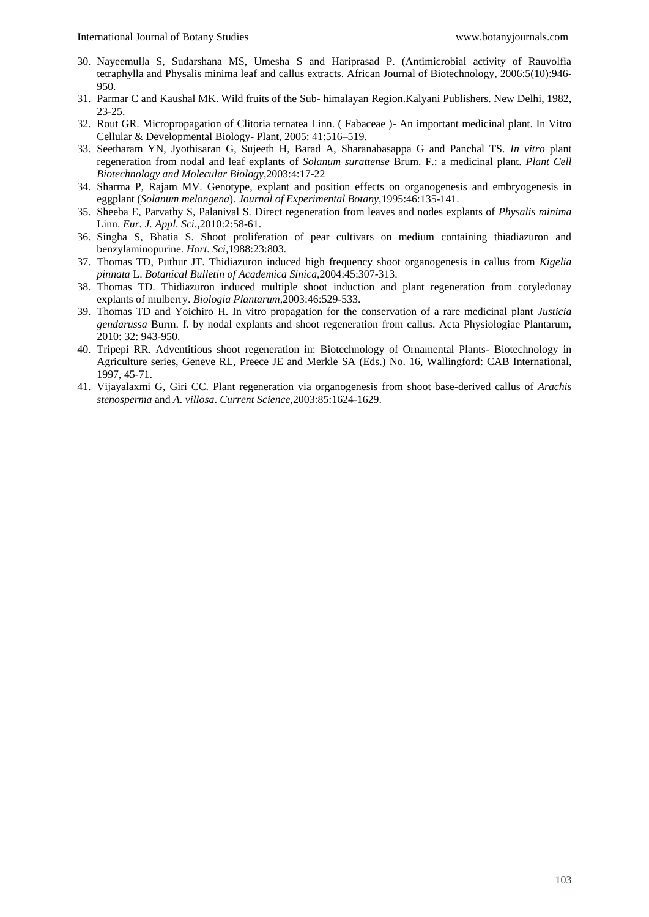30. Nayeemulla S, Sudarshana MS, Umesha S and Hariprasad P. (Antimicrobial activity of Rauvolfia tetraphylla and Physalis minima leaf and callus extracts. African Journal of Biotechnology, 2006:5(10):946-950.
31. Parmar C and Kaushal MK. Wild fruits of the Sub- himalayan Region.Kalyani Publishers. New Delhi, 1982, 23-25.
32. Rout GR. Micropropagation of Clitoria ternatea Linn. ( Fabaceae )- An important medicinal plant. In Vitro Cellular & Developmental Biology- Plant, 2005: 41:516–519.
33. Seetharam YN, Jyothisaran G, Sujeeth H, Barad A, Sharanabasappa G and Panchal TS. *In vitro* plant regeneration from nodal and leaf explants of *Solanum surattense* Brum. F.: a medicinal plant. *Plant Cell Biotechnology and Molecular Biology*,2003:4:17-22
34. Sharma P, Rajam MV. Genotype, explant and position effects on organogenesis and embryogenesis in eggplant (*Solanum melongena*). *Journal of Experimental Botany*,1995:46:135-141.
35. Sheeba E, Parvathy S, Palanival S. Direct regeneration from leaves and nodes explants of *Physalis minima* Linn. *Eur. J. Appl. Sci*.,2010:2:58-61.
36. Singha S, Bhatia S. Shoot proliferation of pear cultivars on medium containing thiadiazuron and benzylaminopurine. *Hort. Sci*,1988:23:803.
37. Thomas TD, Puthur JT. Thidiazuron induced high frequency shoot organogenesis in callus from *Kigelia pinnata* L. *Botanical Bulletin of Academica Sinica*,2004:45:307-313.
38. Thomas TD. Thidiazuron induced multiple shoot induction and plant regeneration from cotyledonay explants of mulberry. *Biologia Plantarum*,2003:46:529-533.
39. Thomas TD and Yoichiro H. In vitro propagation for the conservation of a rare medicinal plant *Justicia gendarussa* Burm. f. by nodal explants and shoot regeneration from callus. Acta Physiologiae Plantarum, 2010: 32: 943-950.
40. Tripepi RR. Adventitious shoot regeneration in: Biotechnology of Ornamental Plants- Biotechnology in Agriculture series, Geneve RL, Preece JE and Merkle SA (Eds.) No. 16, Wallingford: CAB International, 1997, 45-71.
41. Vijayalaxmi G, Giri CC. Plant regeneration via organogenesis from shoot base-derived callus of *Arachis stenosperma* and *A. villosa*. *Current Science*,2003:85:1624-1629.